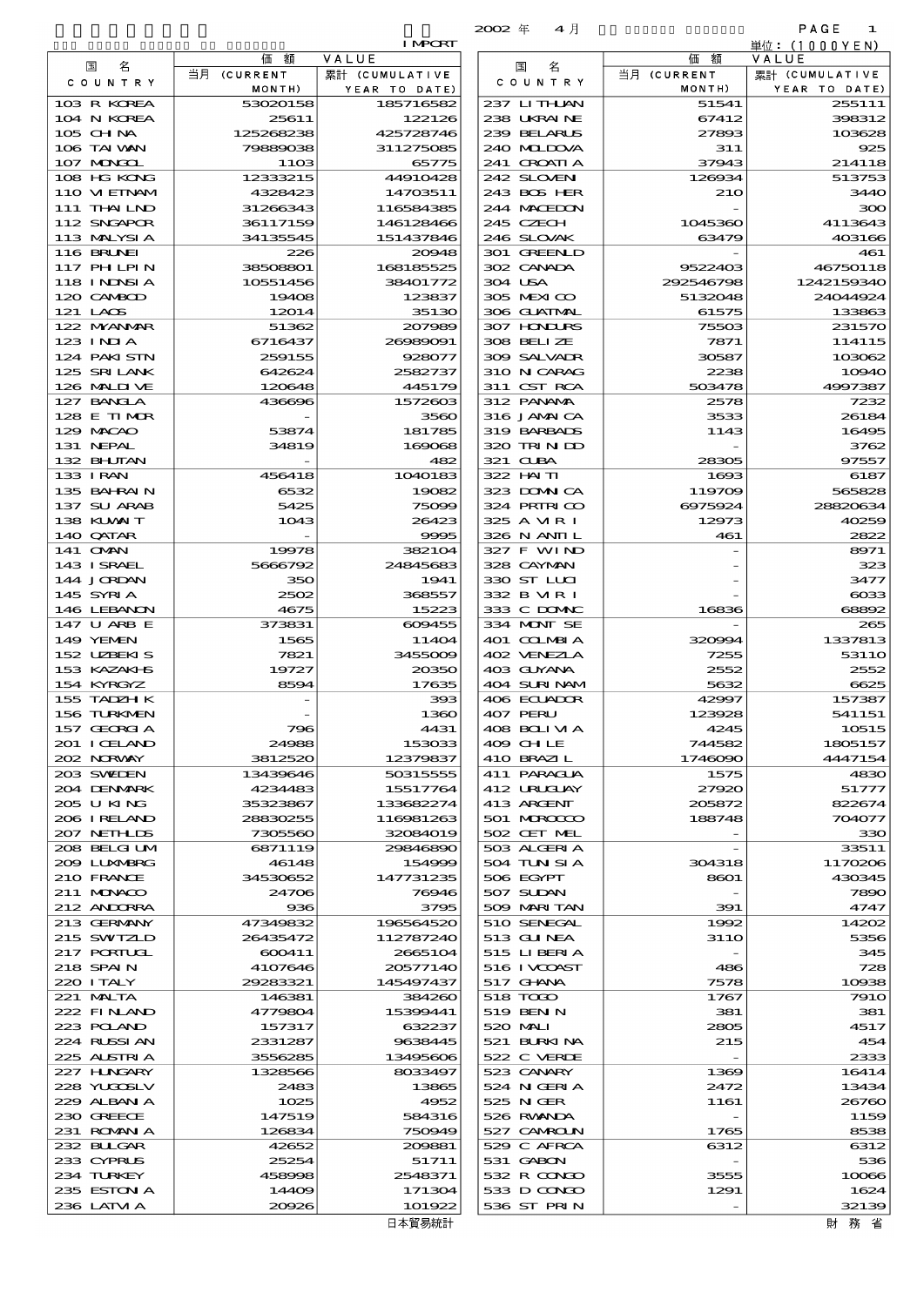IMPORT

2002 年 4 月

単位：(1000YEN)

| 国名 COUNTRY | 価額 VALUE 当月 (CURRENT MONTH) | 累計 (CUMULATIVE YEAR TO DATE) | 国名 COUNTRY | 価額 VALUE 当月 (CURRENT MONTH) | 累計 (CUMULATIVE YEAR TO DATE) |
|---|---|---|---|---|---|
| 103 R KOREA | 53020158 | 185716582 | 237 LITHUAN | 51541 | 255111 |
| 104 N KOREA | 25611 | 122126 | 238 UKRAINE | 67412 | 398312 |
| 105 CHINA | 125268238 | 425728746 | 239 BELARUS | 27893 | 103628 |
| 106 TAIWAN | 79889038 | 311275085 | 240 MOLDOVA | 311 | 925 |
| 107 MONGOL | 1103 | 65775 | 241 CROATIA | 37943 | 214118 |
| 108 HG KONG | 12333215 | 44910428 | 242 SLOVEN | 126934 | 513753 |
| 110 VIETNAM | 4328423 | 14703511 | 243 BOS HER | 210 | 3440 |
| 111 THAILND | 31266343 | 116584385 | 244 MACEDON | - | 300 |
| 112 SNGAPOR | 36117159 | 146128466 | 245 CZECH | 1045360 | 4113643 |
| 113 MALYSIA | 34135545 | 151437846 | 246 SLOVAK | 63479 | 403166 |
| 116 BRUNEI | 226 | 20948 | 301 GREENLD | - | 461 |
| 117 PHILPIN | 38508801 | 168185525 | 302 CANADA | 9522403 | 46750118 |
| 118 INDNSIA | 10551456 | 38401772 | 304 USA | 292546798 | 1242159340 |
| 120 CAMBOD | 19408 | 123837 | 305 MEXICO | 5132048 | 24044924 |
| 121 LAOS | 12014 | 35130 | 306 GUATMAL | 61575 | 133863 |
| 122 MYANMAR | 51362 | 207989 | 307 HONDURS | 75503 | 231570 |
| 123 INDIA | 6716437 | 26989091 | 308 BELIZE | 7871 | 114115 |
| 124 PAKISTN | 259155 | 928077 | 309 SALVADR | 30587 | 103062 |
| 125 SRILANK | 642624 | 2582737 | 310 NICARAG | 2238 | 10940 |
| 126 MALDIVE | 120648 | 445179 | 311 CST RCA | 503478 | 4997387 |
| 127 BANGLA | 436696 | 1572603 | 312 PANAMA | 2578 | 7232 |
| 128 E TIMOR | - | 3560 | 316 JAMAICA | 3533 | 26184 |
| 129 MACAO | 53874 | 181785 | 319 BARBADS | 1143 | 16495 |
| 131 NEPAL | 34819 | 169068 | 320 TRINIDD | - | 3762 |
| 132 BHUTAN | - | 482 | 321 CUBA | 28305 | 97557 |
| 133 IRAN | 456418 | 1040183 | 322 HAITI | 1693 | 6187 |
| 135 BAHRAIN | 6532 | 19082 | 323 DOMNICA | 119709 | 565828 |
| 137 SU ARAB | 5425 | 75099 | 324 PRTRICO | 6975924 | 28820634 |
| 138 KUWAIT | 1043 | 26423 | 325 A VIRI | 12973 | 40259 |
| 140 QATAR | - | 9995 | 326 N ANTIL | 461 | 2822 |
| 141 OMAN | 19978 | 382104 | 327 F WIND | - | 8971 |
| 143 ISRAEL | 5666792 | 24845683 | 328 CAYMAN | - | 323 |
| 144 JORDAN | 350 | 1941 | 330 ST LUCI | - | 3477 |
| 145 SYRIA | 2502 | 368557 | 332 B VIRI | - | 6033 |
| 146 LEBANON | 4675 | 15223 | 333 C DOMNC | 16836 | 68892 |
| 147 U ARB E | 373831 | 609455 | 334 MONT SE | - | 265 |
| 149 YEMEN | 1565 | 11404 | 401 COLMBIA | 320994 | 1337813 |
| 152 UZBEKIS | 7821 | 3455009 | 402 VENEZLA | 7255 | 53110 |
| 153 KAZAKHS | 19727 | 20350 | 403 GUYANA | 2552 | 2552 |
| 154 KYRGYZ | 8594 | 17635 | 404 SURINAM | 5632 | 6625 |
| 155 TADZHIK | - | 393 | 406 ECUADOR | 42997 | 157387 |
| 156 TURKMEN | - | 1360 | 407 PERU | 123928 | 541151 |
| 157 GEORGIA | 796 | 4431 | 408 BOLIVIA | 4245 | 10515 |
| 201 ICELAND | 24988 | 153033 | 409 CHILE | 744582 | 1805157 |
| 202 NORWAY | 3812520 | 12379837 | 410 BRAZIL | 1746090 | 4447154 |
| 203 SWEDEN | 13439646 | 50315555 | 411 PARAGUA | 1575 | 4830 |
| 204 DENMARK | 4234483 | 15517764 | 412 URUGUAY | 27920 | 51777 |
| 205 U KING | 35323867 | 133682274 | 413 ARGENT | 205872 | 822674 |
| 206 IRELAND | 28830255 | 116981263 | 501 MOROCCO | 188748 | 704077 |
| 207 NETHLDS | 7305560 | 32084019 | 502 CET MEL | - | 330 |
| 208 BELGIUM | 6871119 | 29846890 | 503 ALGERIA | - | 33511 |
| 209 LUXMBRG | 46148 | 154999 | 504 TUNISIA | 304318 | 1170206 |
| 210 FRANCE | 34530652 | 147731235 | 506 EGYPT | 8601 | 430345 |
| 211 MONACO | 24706 | 76946 | 507 SUDAN | - | 7890 |
| 212 ANDORRA | 936 | 3795 | 509 MARITAN | 391 | 4747 |
| 213 GERMANY | 47349832 | 196564520 | 510 SENEGAL | 1992 | 14202 |
| 215 SWITZLD | 26435472 | 112787240 | 513 GUINEA | 3110 | 5356 |
| 217 PORTUGL | 600411 | 2665104 | 515 LIBERIA | - | 345 |
| 218 SPAIN | 4107646 | 20577140 | 516 IVCOAST | 486 | 728 |
| 220 ITALY | 29283321 | 145497437 | 517 GHANA | 7578 | 10938 |
| 221 MALTA | 146381 | 384260 | 518 TOGO | 1767 | 7910 |
| 222 FINLAND | 4779804 | 15399441 | 519 BENIN | 381 | 381 |
| 223 POLAND | 157317 | 632237 | 520 MALI | 2805 | 4517 |
| 224 RUSSIAN | 2331287 | 9638445 | 521 BURKINA | 215 | 454 |
| 225 AUSTRIA | 3556285 | 13495606 | 522 C VERDE | - | 2333 |
| 227 HUNGARY | 1328566 | 8033497 | 523 CANARY | 1369 | 16414 |
| 228 YUGOSLV | 2483 | 13865 | 524 NIGERIA | 2472 | 13434 |
| 229 ALBANIA | 1025 | 4952 | 525 NIGER | 1161 | 26760 |
| 230 GREECE | 147519 | 584316 | 526 RWANDA | - | 1159 |
| 231 ROMANIA | 126834 | 750949 | 527 CAMROUN | 1765 | 8538 |
| 232 BULGAR | 42652 | 209881 | 529 C AFRCA | 6312 | 6312 |
| 233 CYPRUS | 25254 | 51711 | 531 GABON | - | 536 |
| 234 TURKEY | 458998 | 2548371 | 532 R CONGO | 3555 | 10066 |
| 235 ESTONIA | 14409 | 171304 | 533 D CONGO | 1291 | 1624 |
| 236 LATVIA | 20926 | 101922 | 536 ST PRIN | - | 32139 |

日本貿易統計　　財務省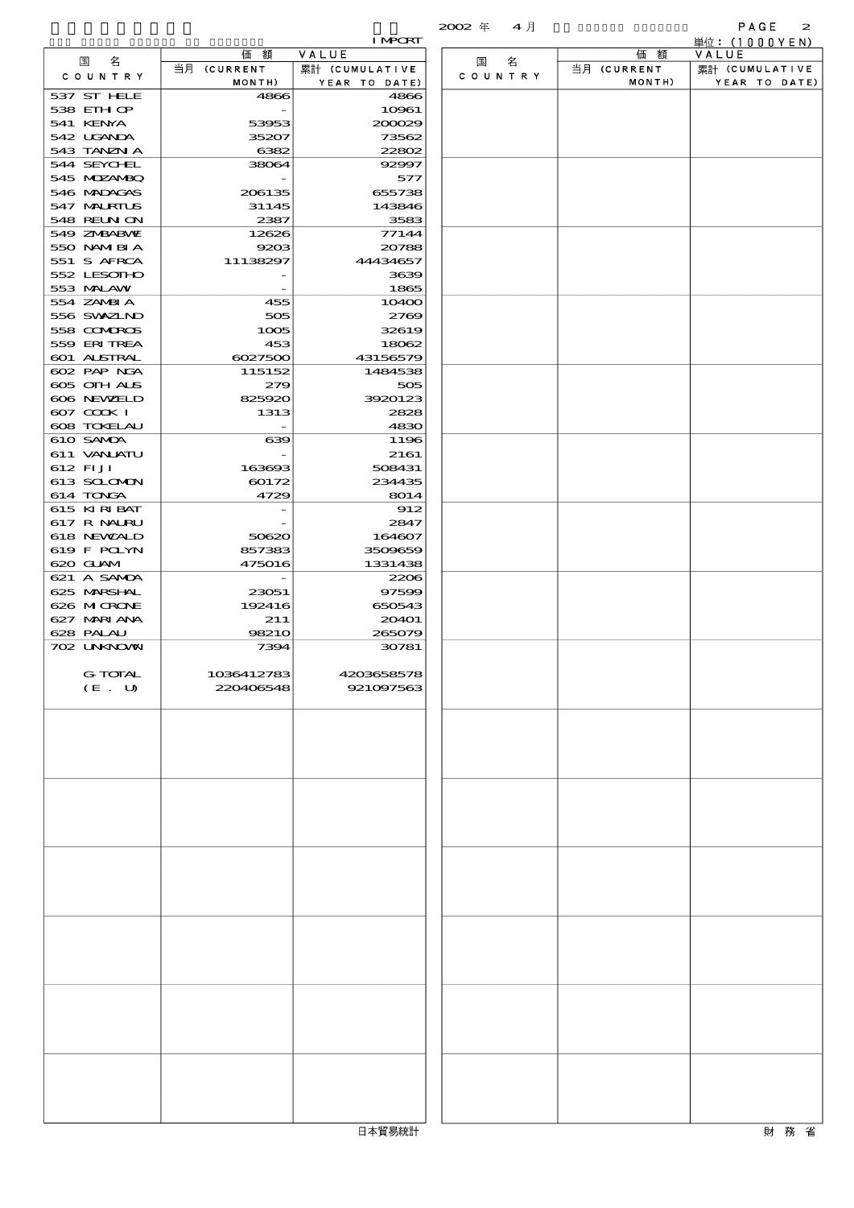2002 年 4 月

IMPORT

単位：(1000YEN)

| 国名 COUNTRY | 価額 VALUE 当月 (CURRENT MONTH) | 累計 (CUMULATIVE YEAR TO DATE) |
|---|---|---|
| 537 ST HELE | 4866 | 4866 |
| 538 ETH OP | - | 10961 |
| 541 KENYA | 53953 | 200029 |
| 542 UGANDA | 35207 | 73562 |
| 543 TANZNIA | 6382 | 22802 |
| 544 SEYCHEL | 38064 | 92997 |
| 545 MOZAMBQ | - | 577 |
| 546 MADAGAS | 206135 | 655738 |
| 547 MAURTUS | 31145 | 143846 |
| 548 REUNION | 2387 | 3583 |
| 549 ZMBABWE | 12626 | 77144 |
| 550 NAMIBIA | 9203 | 20788 |
| 551 S AFRCA | 11138297 | 44434657 |
| 552 LESOTHO | - | 3639 |
| 553 MALAWI | - | 1865 |
| 554 ZAMBIA | 455 | 10400 |
| 556 SWAZLND | 505 | 2769 |
| 558 COMOROS | 1005 | 32619 |
| 559 ERITREA | 453 | 18062 |
| 601 AUSTRAL | 6027500 | 43156579 |
| 602 PAP NGA | 115152 | 1484538 |
| 605 OTH AUS | 279 | 505 |
| 606 NEWZELD | 825920 | 3920123 |
| 607 COOK I | 1313 | 2828 |
| 608 TOKELAU | - | 4830 |
| 610 SAMOA | 639 | 1196 |
| 611 VANUATU | - | 2161 |
| 612 FIJI | 163693 | 508431 |
| 613 SOLOMON | 60172 | 234435 |
| 614 TONGA | 4729 | 8014 |
| 615 KIRIBAT | - | 912 |
| 617 R NAURU | - | 2847 |
| 618 NEWCALD | 50620 | 164607 |
| 619 F POLYN | 857383 | 3509659 |
| 620 GUAM | 475016 | 1331438 |
| 621 A SAMOA | - | 2206 |
| 625 MARSHAL | 23051 | 97599 |
| 626 MICRONE | 192416 | 650543 |
| 627 MARIANA | 211 | 20401 |
| 628 PALAU | 98210 | 265079 |
| 702 UNKNOWN | 7394 | 30781 |
| G-TOTAL | 1036412783 | 4203658578 |
| (E. U) | 220406548 | 921097563 |

日本貿易統計

財務省